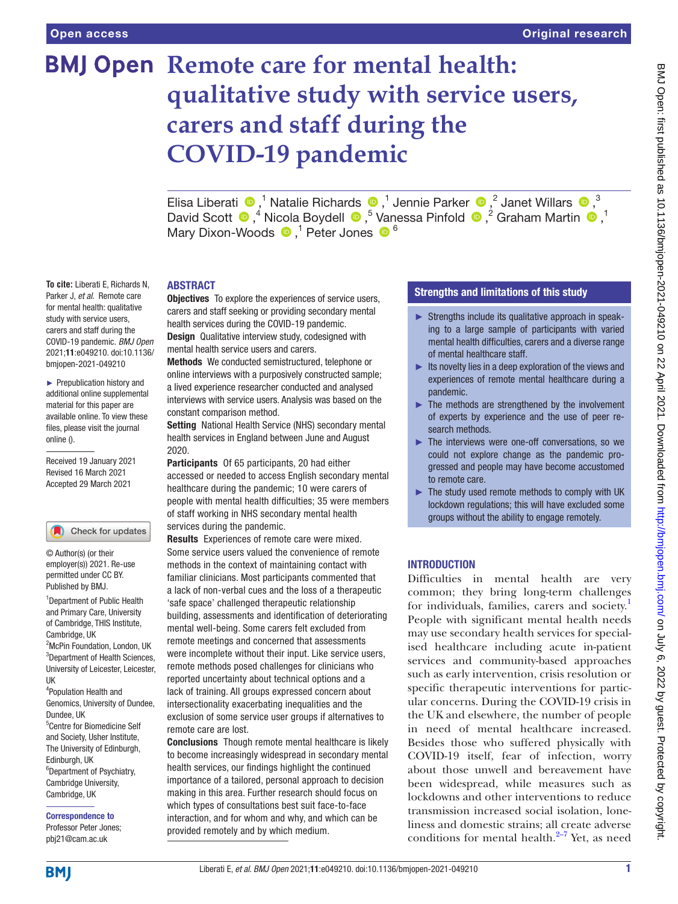# Remote care for mental health: qualitative study with service users, carers and staff during the COVID-19 pandemic

Elisa Liberati [1], Natalie Richards [1], Jennie Parker [2], Janet Willars [3], David Scott [4], Nicola Boydell [5], Vanessa Pinfold [2], Graham Martin [1], Mary Dixon-Woods [1], Peter Jones [6]

**To cite:** Liberati E, Richards N, Parker J, *et al.* Remote care for mental health: qualitative study with service users, carers and staff during the COVID-19 pandemic. *BMJ Open* 2021;**11**:e049210. doi:10.1136/bmjopen-2021-049210

► Prepublication history and additional online supplemental material for this paper are available online. To view these files, please visit the journal online ().

Received 19 January 2021
Revised 16 March 2021
Accepted 29 March 2021

© Author(s) (or their employer(s)) 2021. Re-use permitted under CC BY. Published by BMJ.

[1]Department of Public Health and Primary Care, University of Cambridge, THIS Institute, Cambridge, UK
[2]McPin Foundation, London, UK
[3]Department of Health Sciences, University of Leicester, Leicester, UK
[4]Population Health and Genomics, University of Dundee, Dundee, UK
[5]Centre for Biomedicine Self and Society, Usher Institute, The University of Edinburgh, Edinburgh, UK
[6]Department of Psychiatry, Cambridge University, Cambridge, UK

**Correspondence to**
Professor Peter Jones; pbj21@cam.ac.uk

## ABSTRACT

**Objectives** To explore the experiences of service users, carers and staff seeking or providing secondary mental health services during the COVID-19 pandemic.

**Design** Qualitative interview study, codesigned with mental health service users and carers.

**Methods** We conducted semistructured, telephone or online interviews with a purposively constructed sample; a lived experience researcher conducted and analysed interviews with service users. Analysis was based on the constant comparison method.

**Setting** National Health Service (NHS) secondary mental health services in England between June and August 2020.

**Participants** Of 65 participants, 20 had either accessed or needed to access English secondary mental healthcare during the pandemic; 10 were carers of people with mental health difficulties; 35 were members of staff working in NHS secondary mental health services during the pandemic.

**Results** Experiences of remote care were mixed. Some service users valued the convenience of remote methods in the context of maintaining contact with familiar clinicians. Most participants commented that a lack of non-verbal cues and the loss of a therapeutic 'safe space' challenged therapeutic relationship building, assessments and identification of deteriorating mental well-being. Some carers felt excluded from remote meetings and concerned that assessments were incomplete without their input. Like service users, remote methods posed challenges for clinicians who reported uncertainty about technical options and a lack of training. All groups expressed concern about intersectionality exacerbating inequalities and the exclusion of some service user groups if alternatives to remote care are lost.

**Conclusions** Though remote mental healthcare is likely to become increasingly widespread in secondary mental health services, our findings highlight the continued importance of a tailored, personal approach to decision making in this area. Further research should focus on which types of consultations best suit face-to-face interaction, and for whom and why, and which can be provided remotely and by which medium.

## Strengths and limitations of this study

- ► Strengths include its qualitative approach in speaking to a large sample of participants with varied mental health difficulties, carers and a diverse range of mental healthcare staff.
- ► Its novelty lies in a deep exploration of the views and experiences of remote mental healthcare during a pandemic.
- ► The methods are strengthened by the involvement of experts by experience and the use of peer research methods.
- ► The interviews were one-off conversations, so we could not explore change as the pandemic progressed and people may have become accustomed to remote care.
- ► The study used remote methods to comply with UK lockdown regulations; this will have excluded some groups without the ability to engage remotely.

## INTRODUCTION

Difficulties in mental health are very common; they bring long-term challenges for individuals, families, carers and society.[1] People with significant mental health needs may use secondary health services for specialised healthcare including acute in-patient services and community-based approaches such as early intervention, crisis resolution or specific therapeutic interventions for particular concerns. During the COVID-19 crisis in the UK and elsewhere, the number of people in need of mental healthcare increased. Besides those who suffered physically with COVID-19 itself, fear of infection, worry about those unwell and bereavement have been widespread, while measures such as lockdowns and other interventions to reduce transmission increased social isolation, loneliness and domestic strains; all create adverse conditions for mental health.[2–7] Yet, as need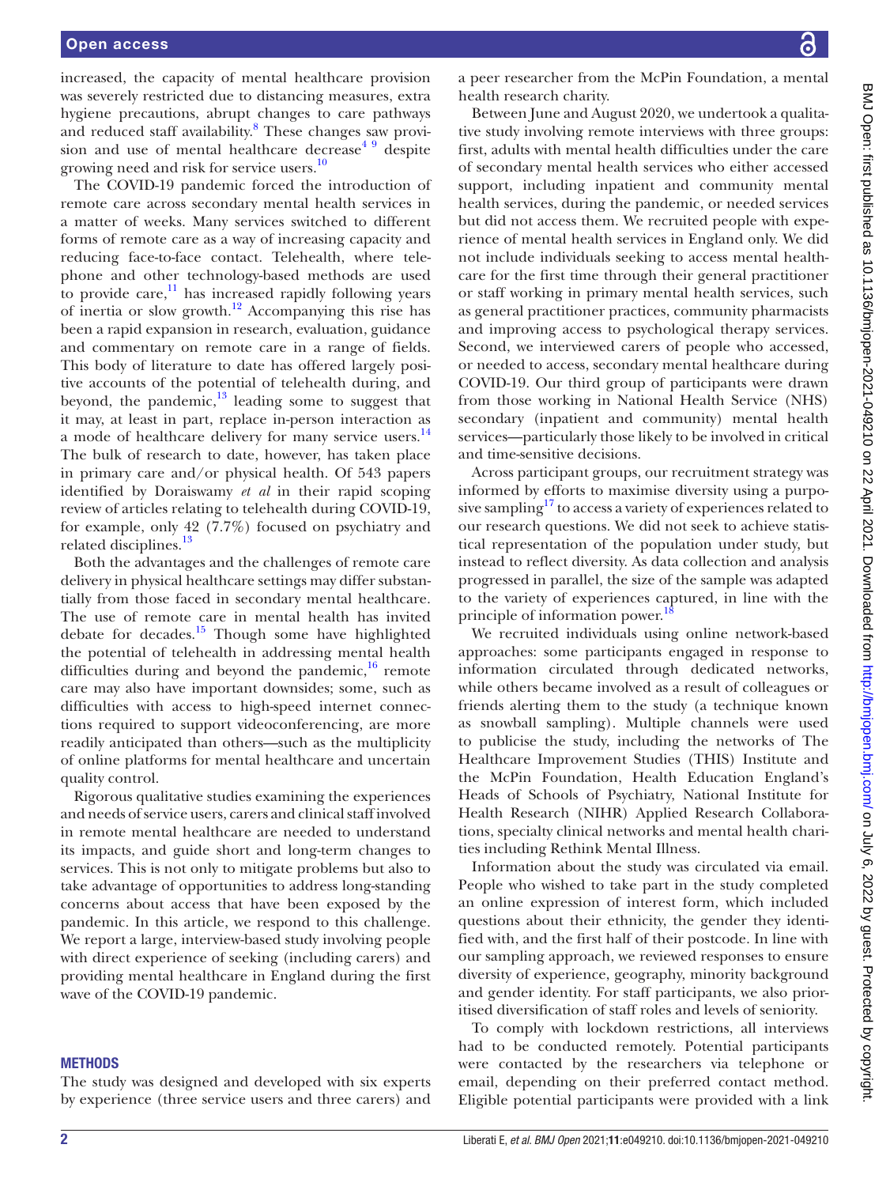increased, the capacity of mental healthcare provision was severely restricted due to distancing measures, extra hygiene precautions, abrupt changes to care pathways and reduced staff availability.[8] These changes saw provision and use of mental healthcare decrease[4 9] despite growing need and risk for service users.[10]

The COVID-19 pandemic forced the introduction of remote care across secondary mental health services in a matter of weeks. Many services switched to different forms of remote care as a way of increasing capacity and reducing face-to-face contact. Telehealth, where telephone and other technology-based methods are used to provide care,[11] has increased rapidly following years of inertia or slow growth.[12] Accompanying this rise has been a rapid expansion in research, evaluation, guidance and commentary on remote care in a range of fields. This body of literature to date has offered largely positive accounts of the potential of telehealth during, and beyond, the pandemic,[13] leading some to suggest that it may, at least in part, replace in-person interaction as a mode of healthcare delivery for many service users.[14] The bulk of research to date, however, has taken place in primary care and/or physical health. Of 543 papers identified by Doraiswamy *et al* in their rapid scoping review of articles relating to telehealth during COVID-19, for example, only 42 (7.7%) focused on psychiatry and related disciplines.[13]

Both the advantages and the challenges of remote care delivery in physical healthcare settings may differ substantially from those faced in secondary mental healthcare. The use of remote care in mental health has invited debate for decades.[15] Though some have highlighted the potential of telehealth in addressing mental health difficulties during and beyond the pandemic,[16] remote care may also have important downsides; some, such as difficulties with access to high-speed internet connections required to support videoconferencing, are more readily anticipated than others—such as the multiplicity of online platforms for mental healthcare and uncertain quality control.

Rigorous qualitative studies examining the experiences and needs of service users, carers and clinical staff involved in remote mental healthcare are needed to understand its impacts, and guide short and long-term changes to services. This is not only to mitigate problems but also to take advantage of opportunities to address long-standing concerns about access that have been exposed by the pandemic. In this article, we respond to this challenge. We report a large, interview-based study involving people with direct experience of seeking (including carers) and providing mental healthcare in England during the first wave of the COVID-19 pandemic.

## METHODS

The study was designed and developed with six experts by experience (three service users and three carers) and a peer researcher from the McPin Foundation, a mental health research charity.

Between June and August 2020, we undertook a qualitative study involving remote interviews with three groups: first, adults with mental health difficulties under the care of secondary mental health services who either accessed support, including inpatient and community mental health services, during the pandemic, or needed services but did not access them. We recruited people with experience of mental health services in England only. We did not include individuals seeking to access mental healthcare for the first time through their general practitioner or staff working in primary mental health services, such as general practitioner practices, community pharmacists and improving access to psychological therapy services. Second, we interviewed carers of people who accessed, or needed to access, secondary mental healthcare during COVID-19. Our third group of participants were drawn from those working in National Health Service (NHS) secondary (inpatient and community) mental health services—particularly those likely to be involved in critical and time-sensitive decisions.

Across participant groups, our recruitment strategy was informed by efforts to maximise diversity using a purposive sampling[17] to access a variety of experiences related to our research questions. We did not seek to achieve statistical representation of the population under study, but instead to reflect diversity. As data collection and analysis progressed in parallel, the size of the sample was adapted to the variety of experiences captured, in line with the principle of information power.[18]

We recruited individuals using online network-based approaches: some participants engaged in response to information circulated through dedicated networks, while others became involved as a result of colleagues or friends alerting them to the study (a technique known as snowball sampling). Multiple channels were used to publicise the study, including the networks of The Healthcare Improvement Studies (THIS) Institute and the McPin Foundation, Health Education England's Heads of Schools of Psychiatry, National Institute for Health Research (NIHR) Applied Research Collaborations, specialty clinical networks and mental health charities including Rethink Mental Illness.

Information about the study was circulated via email. People who wished to take part in the study completed an online expression of interest form, which included questions about their ethnicity, the gender they identified with, and the first half of their postcode. In line with our sampling approach, we reviewed responses to ensure diversity of experience, geography, minority background and gender identity. For staff participants, we also prioritised diversification of staff roles and levels of seniority.

To comply with lockdown restrictions, all interviews had to be conducted remotely. Potential participants were contacted by the researchers via telephone or email, depending on their preferred contact method. Eligible potential participants were provided with a link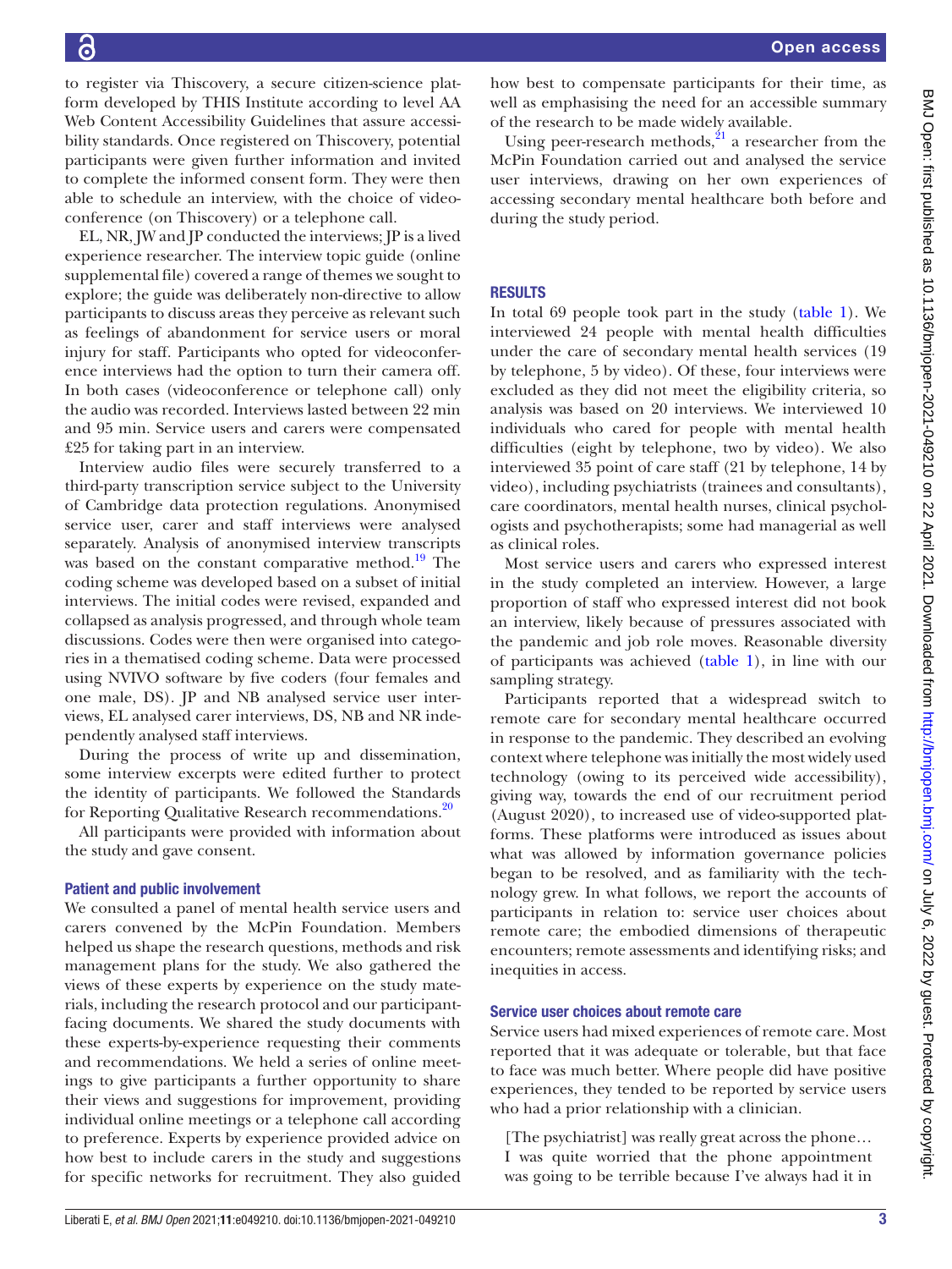to register via Thiscovery, a secure citizen-science platform developed by THIS Institute according to level AA Web Content Accessibility Guidelines that assure accessibility standards. Once registered on Thiscovery, potential participants were given further information and invited to complete the informed consent form. They were then able to schedule an interview, with the choice of videoconference (on Thiscovery) or a telephone call.

EL, NR, JW and JP conducted the interviews; JP is a lived experience researcher. The interview topic guide (online supplemental file) covered a range of themes we sought to explore; the guide was deliberately non-directive to allow participants to discuss areas they perceive as relevant such as feelings of abandonment for service users or moral injury for staff. Participants who opted for videoconference interviews had the option to turn their camera off. In both cases (videoconference or telephone call) only the audio was recorded. Interviews lasted between 22 min and 95 min. Service users and carers were compensated £25 for taking part in an interview.

Interview audio files were securely transferred to a third-party transcription service subject to the University of Cambridge data protection regulations. Anonymised service user, carer and staff interviews were analysed separately. Analysis of anonymised interview transcripts was based on the constant comparative method.[19] The coding scheme was developed based on a subset of initial interviews. The initial codes were revised, expanded and collapsed as analysis progressed, and through whole team discussions. Codes were then were organised into categories in a thematised coding scheme. Data were processed using NVIVO software by five coders (four females and one male, DS). JP and NB analysed service user interviews, EL analysed carer interviews, DS, NB and NR independently analysed staff interviews.

During the process of write up and dissemination, some interview excerpts were edited further to protect the identity of participants. We followed the Standards for Reporting Qualitative Research recommendations.[20]

All participants were provided with information about the study and gave consent.

### Patient and public involvement

We consulted a panel of mental health service users and carers convened by the McPin Foundation. Members helped us shape the research questions, methods and risk management plans for the study. We also gathered the views of these experts by experience on the study materials, including the research protocol and our participant-facing documents. We shared the study documents with these experts-by-experience requesting their comments and recommendations. We held a series of online meetings to give participants a further opportunity to share their views and suggestions for improvement, providing individual online meetings or a telephone call according to preference. Experts by experience provided advice on how best to include carers in the study and suggestions for specific networks for recruitment. They also guided how best to compensate participants for their time, as well as emphasising the need for an accessible summary of the research to be made widely available.

Using peer-research methods,[21] a researcher from the McPin Foundation carried out and analysed the service user interviews, drawing on her own experiences of accessing secondary mental healthcare both before and during the study period.

## RESULTS

In total 69 people took part in the study (table 1). We interviewed 24 people with mental health difficulties under the care of secondary mental health services (19 by telephone, 5 by video). Of these, four interviews were excluded as they did not meet the eligibility criteria, so analysis was based on 20 interviews. We interviewed 10 individuals who cared for people with mental health difficulties (eight by telephone, two by video). We also interviewed 35 point of care staff (21 by telephone, 14 by video), including psychiatrists (trainees and consultants), care coordinators, mental health nurses, clinical psychologists and psychotherapists; some had managerial as well as clinical roles.

Most service users and carers who expressed interest in the study completed an interview. However, a large proportion of staff who expressed interest did not book an interview, likely because of pressures associated with the pandemic and job role moves. Reasonable diversity of participants was achieved (table 1), in line with our sampling strategy.

Participants reported that a widespread switch to remote care for secondary mental healthcare occurred in response to the pandemic. They described an evolving context where telephone was initially the most widely used technology (owing to its perceived wide accessibility), giving way, towards the end of our recruitment period (August 2020), to increased use of video-supported platforms. These platforms were introduced as issues about what was allowed by information governance policies began to be resolved, and as familiarity with the technology grew. In what follows, we report the accounts of participants in relation to: service user choices about remote care; the embodied dimensions of therapeutic encounters; remote assessments and identifying risks; and inequities in access.

### Service user choices about remote care

Service users had mixed experiences of remote care. Most reported that it was adequate or tolerable, but that face to face was much better. Where people did have positive experiences, they tended to be reported by service users who had a prior relationship with a clinician.

> [The psychiatrist] was really great across the phone… I was quite worried that the phone appointment was going to be terrible because I've always had it in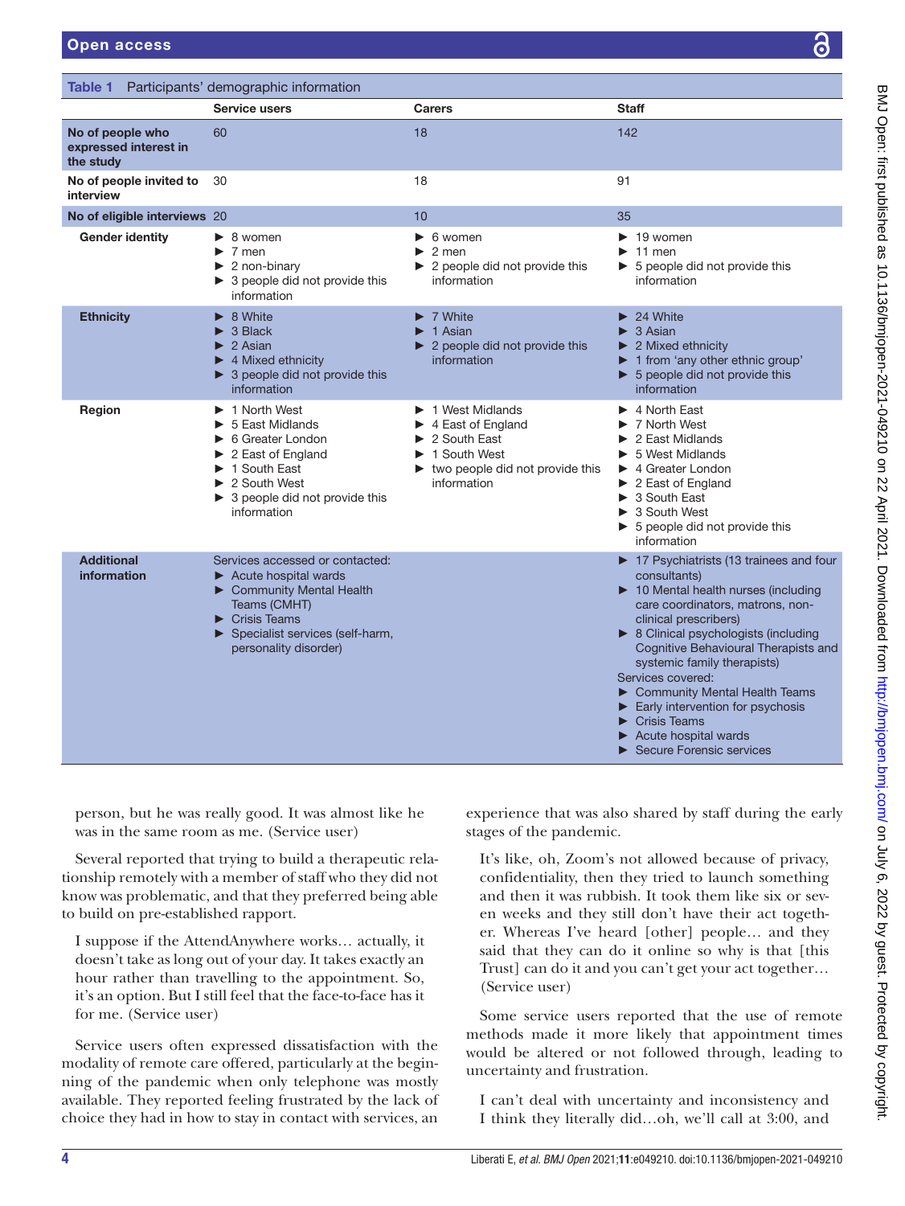Table 1 Participants' demographic information

| | Service users | Carers | Staff |
|---|---|---|---|
| No of people who expressed interest in the study | 60 | 18 | 142 |
| No of people invited to interview | 30 | 18 | 91 |
| No of eligible interviews | 20 | 10 | 35 |
| Gender identity | ► 8 women<br>► 7 men<br>► 2 non-binary<br>► 3 people did not provide this information | ► 6 women<br>► 2 men<br>► 2 people did not provide this information | ► 19 women<br>► 11 men<br>► 5 people did not provide this information |
| Ethnicity | ► 8 White<br>► 3 Black<br>► 2 Asian<br>► 4 Mixed ethnicity<br>► 3 people did not provide this information | ► 7 White<br>► 1 Asian<br>► 2 people did not provide this information | ► 24 White<br>► 3 Asian<br>► 2 Mixed ethnicity<br>► 1 from 'any other ethnic group'<br>► 5 people did not provide this information |
| Region | ► 1 North West<br>► 5 East Midlands<br>► 6 Greater London<br>► 2 East of England<br>► 1 South East<br>► 2 South West<br>► 3 people did not provide this information | ► 1 West Midlands<br>► 4 East of England<br>► 2 South East<br>► 1 South West<br>► two people did not provide this information | ► 4 North East<br>► 7 North West<br>► 2 East Midlands<br>► 5 West Midlands<br>► 4 Greater London<br>► 2 East of England<br>► 3 South East<br>► 3 South West<br>► 5 people did not provide this information |
| Additional information | Services accessed or contacted:<br>► Acute hospital wards<br>► Community Mental Health Teams (CMHT)<br>► Crisis Teams<br>► Specialist services (self-harm, personality disorder) | | ► 17 Psychiatrists (13 trainees and four consultants)<br>► 10 Mental health nurses (including care coordinators, matrons, non-clinical prescribers)<br>► 8 Clinical psychologists (including Cognitive Behavioural Therapists and systemic family therapists)<br>Services covered:<br>► Community Mental Health Teams<br>► Early intervention for psychosis<br>► Crisis Teams<br>► Acute hospital wards<br>► Secure Forensic services |

person, but he was really good. It was almost like he was in the same room as me. (Service user)

Several reported that trying to build a therapeutic relationship remotely with a member of staff who they did not know was problematic, and that they preferred being able to build on pre-established rapport.

> I suppose if the AttendAnywhere works… actually, it doesn't take as long out of your day. It takes exactly an hour rather than travelling to the appointment. So, it's an option. But I still feel that the face-to-face has it for me. (Service user)

Service users often expressed dissatisfaction with the modality of remote care offered, particularly at the beginning of the pandemic when only telephone was mostly available. They reported feeling frustrated by the lack of choice they had in how to stay in contact with services, an experience that was also shared by staff during the early stages of the pandemic.

> It's like, oh, Zoom's not allowed because of privacy, confidentiality, then they tried to launch something and then it was rubbish. It took them like six or seven weeks and they still don't have their act together. Whereas I've heard [other] people… and they said that they can do it online so why is that [this Trust] can do it and you can't get your act together… (Service user)

Some service users reported that the use of remote methods made it more likely that appointment times would be altered or not followed through, leading to uncertainty and frustration.

> I can't deal with uncertainty and inconsistency and I think they literally did…oh, we'll call at 3:00, and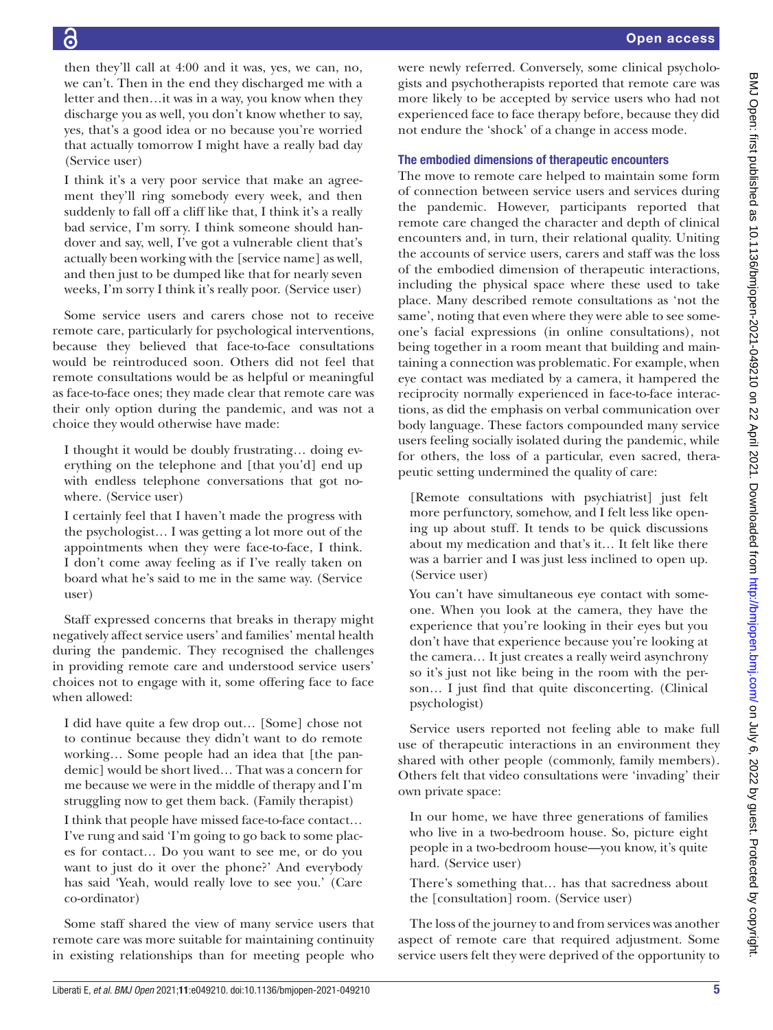then they'll call at 4:00 and it was, yes, we can, no, we can't. Then in the end they discharged me with a letter and then…it was in a way, you know when they discharge you as well, you don't know whether to say, yes, that's a good idea or no because you're worried that actually tomorrow I might have a really bad day (Service user)

I think it's a very poor service that make an agreement they'll ring somebody every week, and then suddenly to fall off a cliff like that, I think it's a really bad service, I'm sorry. I think someone should handover and say, well, I've got a vulnerable client that's actually been working with the [service name] as well, and then just to be dumped like that for nearly seven weeks, I'm sorry I think it's really poor. (Service user)

Some service users and carers chose not to receive remote care, particularly for psychological interventions, because they believed that face-to-face consultations would be reintroduced soon. Others did not feel that remote consultations would be as helpful or meaningful as face-to-face ones; they made clear that remote care was their only option during the pandemic, and was not a choice they would otherwise have made:

I thought it would be doubly frustrating… doing everything on the telephone and [that you'd] end up with endless telephone conversations that got nowhere. (Service user)

I certainly feel that I haven't made the progress with the psychologist… I was getting a lot more out of the appointments when they were face-to-face, I think. I don't come away feeling as if I've really taken on board what he's said to me in the same way. (Service user)

Staff expressed concerns that breaks in therapy might negatively affect service users' and families' mental health during the pandemic. They recognised the challenges in providing remote care and understood service users' choices not to engage with it, some offering face to face when allowed:

I did have quite a few drop out… [Some] chose not to continue because they didn't want to do remote working… Some people had an idea that [the pandemic] would be short lived… That was a concern for me because we were in the middle of therapy and I'm struggling now to get them back. (Family therapist)

I think that people have missed face-to-face contact… I've rung and said 'I'm going to go back to some places for contact… Do you want to see me, or do you want to just do it over the phone?' And everybody has said 'Yeah, would really love to see you.' (Care co-ordinator)

Some staff shared the view of many service users that remote care was more suitable for maintaining continuity in existing relationships than for meeting people who were newly referred. Conversely, some clinical psychologists and psychotherapists reported that remote care was more likely to be accepted by service users who had not experienced face to face therapy before, because they did not endure the 'shock' of a change in access mode.

### The embodied dimensions of therapeutic encounters

The move to remote care helped to maintain some form of connection between service users and services during the pandemic. However, participants reported that remote care changed the character and depth of clinical encounters and, in turn, their relational quality. Uniting the accounts of service users, carers and staff was the loss of the embodied dimension of therapeutic interactions, including the physical space where these used to take place. Many described remote consultations as 'not the same', noting that even where they were able to see someone's facial expressions (in online consultations), not being together in a room meant that building and maintaining a connection was problematic. For example, when eye contact was mediated by a camera, it hampered the reciprocity normally experienced in face-to-face interactions, as did the emphasis on verbal communication over body language. These factors compounded many service users feeling socially isolated during the pandemic, while for others, the loss of a particular, even sacred, therapeutic setting undermined the quality of care:

[Remote consultations with psychiatrist] just felt more perfunctory, somehow, and I felt less like opening up about stuff. It tends to be quick discussions about my medication and that's it… It felt like there was a barrier and I was just less inclined to open up. (Service user)

You can't have simultaneous eye contact with someone. When you look at the camera, they have the experience that you're looking in their eyes but you don't have that experience because you're looking at the camera… It just creates a really weird asynchrony so it's just not like being in the room with the person… I just find that quite disconcerting. (Clinical psychologist)

Service users reported not feeling able to make full use of therapeutic interactions in an environment they shared with other people (commonly, family members). Others felt that video consultations were 'invading' their own private space:

In our home, we have three generations of families who live in a two-bedroom house. So, picture eight people in a two-bedroom house—you know, it's quite hard. (Service user)

There's something that… has that sacredness about the [consultation] room. (Service user)

The loss of the journey to and from services was another aspect of remote care that required adjustment. Some service users felt they were deprived of the opportunity to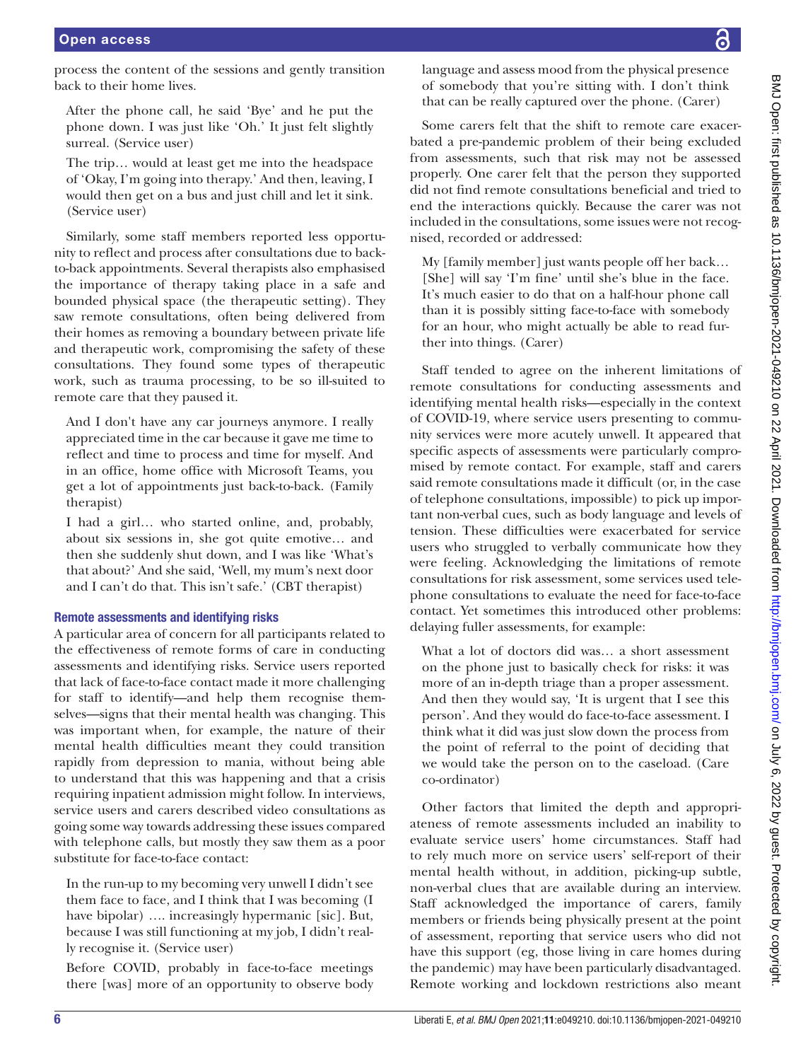process the content of the sessions and gently transition back to their home lives.

> After the phone call, he said 'Bye' and he put the phone down. I was just like 'Oh.' It just felt slightly surreal. (Service user)

> The trip… would at least get me into the headspace of 'Okay, I'm going into therapy.' And then, leaving, I would then get on a bus and just chill and let it sink. (Service user)

Similarly, some staff members reported less opportunity to reflect and process after consultations due to back-to-back appointments. Several therapists also emphasised the importance of therapy taking place in a safe and bounded physical space (the therapeutic setting). They saw remote consultations, often being delivered from their homes as removing a boundary between private life and therapeutic work, compromising the safety of these consultations. They found some types of therapeutic work, such as trauma processing, to be so ill-suited to remote care that they paused it.

> And I don't have any car journeys anymore. I really appreciated time in the car because it gave me time to reflect and time to process and time for myself. And in an office, home office with Microsoft Teams, you get a lot of appointments just back-to-back. (Family therapist)

> I had a girl… who started online, and, probably, about six sessions in, she got quite emotive… and then she suddenly shut down, and I was like 'What's that about?' And she said, 'Well, my mum's next door and I can't do that. This isn't safe.' (CBT therapist)

### Remote assessments and identifying risks

A particular area of concern for all participants related to the effectiveness of remote forms of care in conducting assessments and identifying risks. Service users reported that lack of face-to-face contact made it more challenging for staff to identify—and help them recognise themselves—signs that their mental health was changing. This was important when, for example, the nature of their mental health difficulties meant they could transition rapidly from depression to mania, without being able to understand that this was happening and that a crisis requiring inpatient admission might follow. In interviews, service users and carers described video consultations as going some way towards addressing these issues compared with telephone calls, but mostly they saw them as a poor substitute for face-to-face contact:

> In the run-up to my becoming very unwell I didn't see them face to face, and I think that I was becoming (I have bipolar) …. increasingly hypermanic [sic]. But, because I was still functioning at my job, I didn't really recognise it. (Service user)

> Before COVID, probably in face-to-face meetings there [was] more of an opportunity to observe body language and assess mood from the physical presence of somebody that you're sitting with. I don't think that can be really captured over the phone. (Carer)

Some carers felt that the shift to remote care exacerbated a pre-pandemic problem of their being excluded from assessments, such that risk may not be assessed properly. One carer felt that the person they supported did not find remote consultations beneficial and tried to end the interactions quickly. Because the carer was not included in the consultations, some issues were not recognised, recorded or addressed:

> My [family member] just wants people off her back… [She] will say 'I'm fine' until she's blue in the face. It's much easier to do that on a half-hour phone call than it is possibly sitting face-to-face with somebody for an hour, who might actually be able to read further into things. (Carer)

Staff tended to agree on the inherent limitations of remote consultations for conducting assessments and identifying mental health risks—especially in the context of COVID-19, where service users presenting to community services were more acutely unwell. It appeared that specific aspects of assessments were particularly compromised by remote contact. For example, staff and carers said remote consultations made it difficult (or, in the case of telephone consultations, impossible) to pick up important non-verbal cues, such as body language and levels of tension. These difficulties were exacerbated for service users who struggled to verbally communicate how they were feeling. Acknowledging the limitations of remote consultations for risk assessment, some services used telephone consultations to evaluate the need for face-to-face contact. Yet sometimes this introduced other problems: delaying fuller assessments, for example:

> What a lot of doctors did was… a short assessment on the phone just to basically check for risks: it was more of an in-depth triage than a proper assessment. And then they would say, 'It is urgent that I see this person'. And they would do face-to-face assessment. I think what it did was just slow down the process from the point of referral to the point of deciding that we would take the person on to the caseload. (Care co-ordinator)

Other factors that limited the depth and appropriateness of remote assessments included an inability to evaluate service users' home circumstances. Staff had to rely much more on service users' self-report of their mental health without, in addition, picking-up subtle, non-verbal clues that are available during an interview. Staff acknowledged the importance of carers, family members or friends being physically present at the point of assessment, reporting that service users who did not have this support (eg, those living in care homes during the pandemic) may have been particularly disadvantaged. Remote working and lockdown restrictions also meant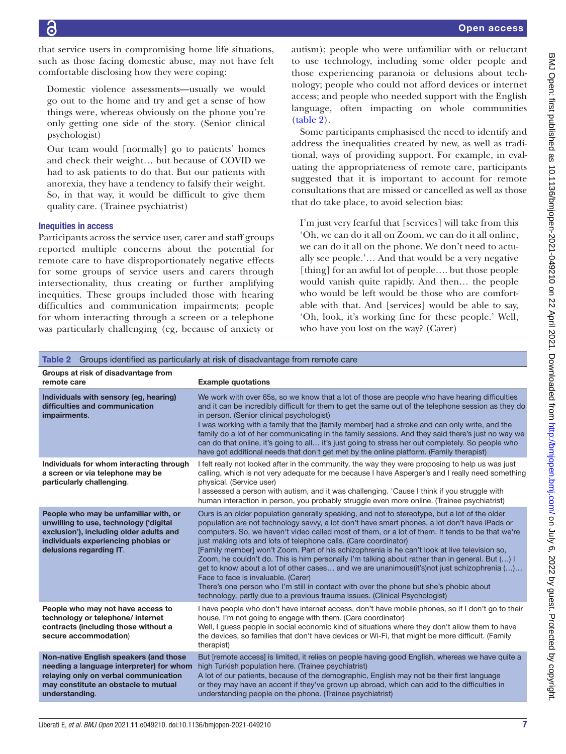that service users in compromising home life situations, such as those facing domestic abuse, may not have felt comfortable disclosing how they were coping:

> Domestic violence assessments—usually we would go out to the home and try and get a sense of how things were, whereas obviously on the phone you're only getting one side of the story. (Senior clinical psychologist)

> Our team would [normally] go to patients' homes and check their weight… but because of COVID we had to ask patients to do that. But our patients with anorexia, they have a tendency to falsify their weight. So, in that way, it would be difficult to give them quality care. (Trainee psychiatrist)

### Inequities in access

Participants across the service user, carer and staff groups reported multiple concerns about the potential for remote care to have disproportionately negative effects for some groups of service users and carers through intersectionality, thus creating or further amplifying inequities. These groups included those with hearing difficulties and communication impairments; people for whom interacting through a screen or a telephone was particularly challenging (eg, because of anxiety or autism); people who were unfamiliar with or reluctant to use technology, including some older people and those experiencing paranoia or delusions about technology; people who could not afford devices or internet access; and people who needed support with the English language, often impacting on whole communities (table 2).

Some participants emphasised the need to identify and address the inequalities created by new, as well as traditional, ways of providing support. For example, in evaluating the appropriateness of remote care, participants suggested that it is important to account for remote consultations that are missed or cancelled as well as those that do take place, to avoid selection bias:

> I'm just very fearful that [services] will take from this 'Oh, we can do it all on Zoom, we can do it all online, we can do it all on the phone. We don't need to actually see people.'… And that would be a very negative [thing] for an awful lot of people…. but those people would vanish quite rapidly. And then… the people who would be left would be those who are comfortable with that. And [services] would be able to say, 'Oh, look, it's working fine for these people.' Well, who have you lost on the way? (Carer)

**Table 2** Groups identified as particularly at risk of disadvantage from remote care

| Groups at risk of disadvantage from remote care | Example quotations |
|---|---|
| **Individuals with sensory (eg, hearing) difficulties and communication impairments**. | We work with over 65s, so we know that a lot of those are people who have hearing difficulties and it can be incredibly difficult for them to get the same out of the telephone session as they do in person. (Senior clinical psychologist)<br>I was working with a family that the [family member] had a stroke and can only write, and the family do a lot of her communicating in the family sessions. And they said there's just no way we can do that online, it's going to all… it's just going to stress her out completely. So people who have got additional needs that don't get met by the online platform. (Family therapist) |
| **Individuals for whom interacting through a screen or via telephone may be particularly challenging**. | I felt really not looked after in the community, the way they were proposing to help us was just calling, which is not very adequate for me because I have Asperger's and I really need something physical. (Service user)<br>I assessed a person with autism, and it was challenging. 'Cause I think if you struggle with human interaction in person, you probably struggle even more online. (Trainee psychiatrist) |
| **People who may be unfamiliar with, or unwilling to use, technology ('digital exclusion'), including older adults and individuals experiencing phobias or delusions regarding IT**. | Ours is an older population generally speaking, and not to stereotype, but a lot of the older population are not technology savvy, a lot don't have smart phones, a lot don't have iPads or computers. So, we haven't video called most of them, or a lot of them. It tends to be that we're just making lots and lots of telephone calls. (Care coordinator)<br>[Family member] won't Zoom. Part of his schizophrenia is he can't look at live television so, Zoom, he couldn't do. This is him personally I'm talking about rather than in general. But (…) I get to know about a lot of other cases… and we are unanimous(it's)not just schizophrenia (…)… Face to face is invaluable. (Carer)<br>There's one person who I'm still in contact with over the phone but she's phobic about technology, partly due to a previous trauma issues. (Clinical Psychologist) |
| **People who may not have access to technology or telephone/ internet contracts (including those without a secure accommodation)** | I have people who don't have internet access, don't have mobile phones, so if I don't go to their house, I'm not going to engage with them. (Care coordinator)<br>Well, I guess people in social economic kind of situations where they don't allow them to have the devices, so families that don't have devices or Wi-Fi, that might be more difficult. (Family therapist) |
| **Non-native English speakers (and those needing a language interpreter) for whom relaying only on verbal communication may constitute an obstacle to mutual understanding**. | But [remote access] is limited, it relies on people having good English, whereas we have quite a high Turkish population here. (Trainee psychiatrist)<br>A lot of our patients, because of the demographic, English may not be their first language or they may have an accent if they've grown up abroad, which can add to the difficulties in understanding people on the phone. (Trainee psychiatrist) |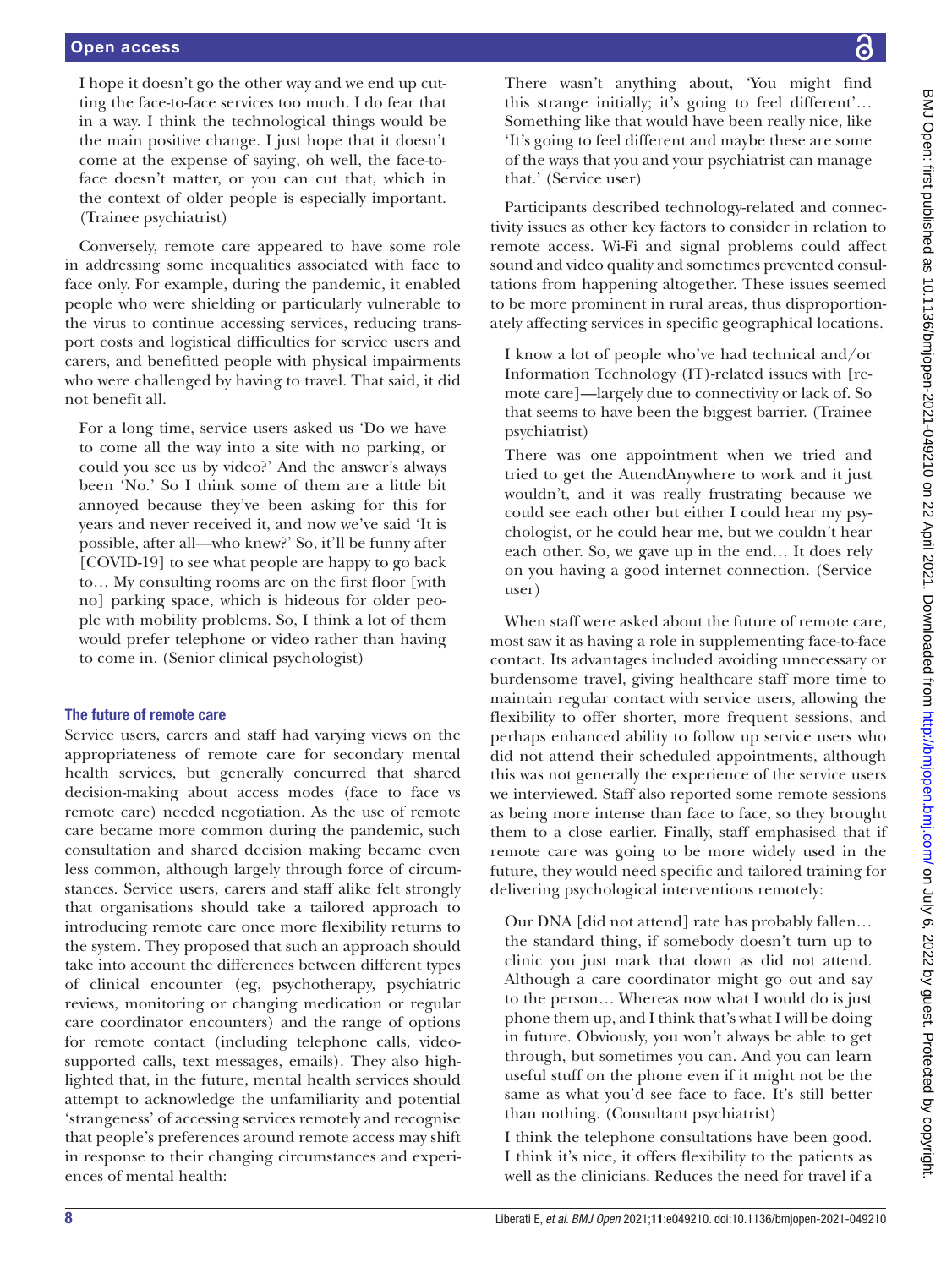I hope it doesn't go the other way and we end up cutting the face-to-face services too much. I do fear that in a way. I think the technological things would be the main positive change. I just hope that it doesn't come at the expense of saying, oh well, the face-to-face doesn't matter, or you can cut that, which in the context of older people is especially important. (Trainee psychiatrist)

Conversely, remote care appeared to have some role in addressing some inequalities associated with face to face only. For example, during the pandemic, it enabled people who were shielding or particularly vulnerable to the virus to continue accessing services, reducing transport costs and logistical difficulties for service users and carers, and benefitted people with physical impairments who were challenged by having to travel. That said, it did not benefit all.

> For a long time, service users asked us 'Do we have to come all the way into a site with no parking, or could you see us by video?' And the answer's always been 'No.' So I think some of them are a little bit annoyed because they've been asking for this for years and never received it, and now we've said 'It is possible, after all—who knew?' So, it'll be funny after [COVID-19] to see what people are happy to go back to… My consulting rooms are on the first floor [with no] parking space, which is hideous for older people with mobility problems. So, I think a lot of them would prefer telephone or video rather than having to come in. (Senior clinical psychologist)

### The future of remote care

Service users, carers and staff had varying views on the appropriateness of remote care for secondary mental health services, but generally concurred that shared decision-making about access modes (face to face vs remote care) needed negotiation. As the use of remote care became more common during the pandemic, such consultation and shared decision making became even less common, although largely through force of circumstances. Service users, carers and staff alike felt strongly that organisations should take a tailored approach to introducing remote care once more flexibility returns to the system. They proposed that such an approach should take into account the differences between different types of clinical encounter (eg, psychotherapy, psychiatric reviews, monitoring or changing medication or regular care coordinator encounters) and the range of options for remote contact (including telephone calls, video-supported calls, text messages, emails). They also highlighted that, in the future, mental health services should attempt to acknowledge the unfamiliarity and potential 'strangeness' of accessing services remotely and recognise that people's preferences around remote access may shift in response to their changing circumstances and experiences of mental health:

> There wasn't anything about, 'You might find this strange initially; it's going to feel different'… Something like that would have been really nice, like 'It's going to feel different and maybe these are some of the ways that you and your psychiatrist can manage that.' (Service user)

Participants described technology-related and connectivity issues as other key factors to consider in relation to remote access. Wi-Fi and signal problems could affect sound and video quality and sometimes prevented consultations from happening altogether. These issues seemed to be more prominent in rural areas, thus disproportionately affecting services in specific geographical locations.

> I know a lot of people who've had technical and/or Information Technology (IT)-related issues with [remote care]—largely due to connectivity or lack of. So that seems to have been the biggest barrier. (Trainee psychiatrist)

> There was one appointment when we tried and tried to get the AttendAnywhere to work and it just wouldn't, and it was really frustrating because we could see each other but either I could hear my psychologist, or he could hear me, but we couldn't hear each other. So, we gave up in the end… It does rely on you having a good internet connection. (Service user)

When staff were asked about the future of remote care, most saw it as having a role in supplementing face-to-face contact. Its advantages included avoiding unnecessary or burdensome travel, giving healthcare staff more time to maintain regular contact with service users, allowing the flexibility to offer shorter, more frequent sessions, and perhaps enhanced ability to follow up service users who did not attend their scheduled appointments, although this was not generally the experience of the service users we interviewed. Staff also reported some remote sessions as being more intense than face to face, so they brought them to a close earlier. Finally, staff emphasised that if remote care was going to be more widely used in the future, they would need specific and tailored training for delivering psychological interventions remotely:

> Our DNA [did not attend] rate has probably fallen… the standard thing, if somebody doesn't turn up to clinic you just mark that down as did not attend. Although a care coordinator might go out and say to the person… Whereas now what I would do is just phone them up, and I think that's what I will be doing in future. Obviously, you won't always be able to get through, but sometimes you can. And you can learn useful stuff on the phone even if it might not be the same as what you'd see face to face. It's still better than nothing. (Consultant psychiatrist)

> I think the telephone consultations have been good. I think it's nice, it offers flexibility to the patients as well as the clinicians. Reduces the need for travel if a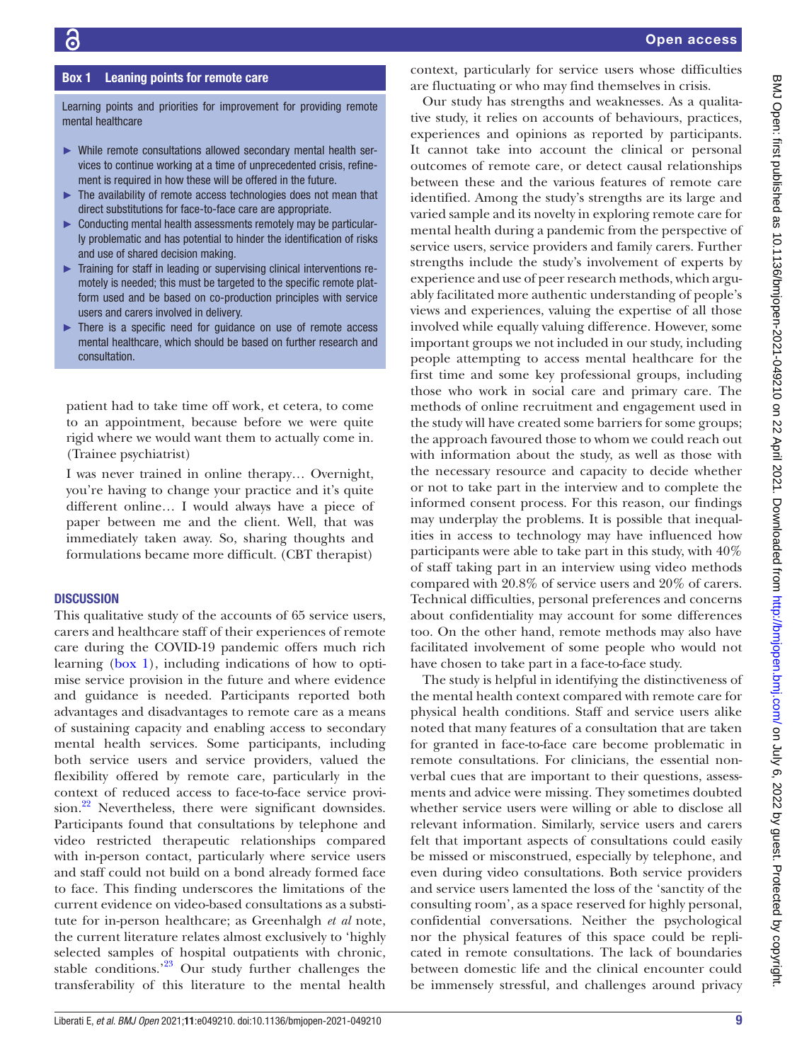**Box 1 Leaning points for remote care**

Learning points and priorities for improvement for providing remote mental healthcare

- While remote consultations allowed secondary mental health services to continue working at a time of unprecedented crisis, refinement is required in how these will be offered in the future.
- The availability of remote access technologies does not mean that direct substitutions for face-to-face care are appropriate.
- Conducting mental health assessments remotely may be particularly problematic and has potential to hinder the identification of risks and use of shared decision making.
- Training for staff in leading or supervising clinical interventions remotely is needed; this must be targeted to the specific remote platform used and be based on co-production principles with service users and carers involved in delivery.
- There is a specific need for guidance on use of remote access mental healthcare, which should be based on further research and consultation.

> patient had to take time off work, et cetera, to come to an appointment, because before we were quite rigid where we would want them to actually come in. (Trainee psychiatrist)

> I was never trained in online therapy… Overnight, you're having to change your practice and it's quite different online… I would always have a piece of paper between me and the client. Well, that was immediately taken away. So, sharing thoughts and formulations became more difficult. (CBT therapist)

## DISCUSSION

This qualitative study of the accounts of 65 service users, carers and healthcare staff of their experiences of remote care during the COVID-19 pandemic offers much rich learning (box 1), including indications of how to optimise service provision in the future and where evidence and guidance is needed. Participants reported both advantages and disadvantages to remote care as a means of sustaining capacity and enabling access to secondary mental health services. Some participants, including both service users and service providers, valued the flexibility offered by remote care, particularly in the context of reduced access to face-to-face service provision.[22] Nevertheless, there were significant downsides. Participants found that consultations by telephone and video restricted therapeutic relationships compared with in-person contact, particularly where service users and staff could not build on a bond already formed face to face. This finding underscores the limitations of the current evidence on video-based consultations as a substitute for in-person healthcare; as Greenhalgh *et al* note, the current literature relates almost exclusively to 'highly selected samples of hospital outpatients with chronic, stable conditions.'[23] Our study further challenges the transferability of this literature to the mental health context, particularly for service users whose difficulties are fluctuating or who may find themselves in crisis.

Our study has strengths and weaknesses. As a qualitative study, it relies on accounts of behaviours, practices, experiences and opinions as reported by participants. It cannot take into account the clinical or personal outcomes of remote care, or detect causal relationships between these and the various features of remote care identified. Among the study's strengths are its large and varied sample and its novelty in exploring remote care for mental health during a pandemic from the perspective of service users, service providers and family carers. Further strengths include the study's involvement of experts by experience and use of peer research methods, which arguably facilitated more authentic understanding of people's views and experiences, valuing the expertise of all those involved while equally valuing difference. However, some important groups we not included in our study, including people attempting to access mental healthcare for the first time and some key professional groups, including those who work in social care and primary care. The methods of online recruitment and engagement used in the study will have created some barriers for some groups; the approach favoured those to whom we could reach out with information about the study, as well as those with the necessary resource and capacity to decide whether or not to take part in the interview and to complete the informed consent process. For this reason, our findings may underplay the problems. It is possible that inequalities in access to technology may have influenced how participants were able to take part in this study, with 40% of staff taking part in an interview using video methods compared with 20.8% of service users and 20% of carers. Technical difficulties, personal preferences and concerns about confidentiality may account for some differences too. On the other hand, remote methods may also have facilitated involvement of some people who would not have chosen to take part in a face-to-face study.

The study is helpful in identifying the distinctiveness of the mental health context compared with remote care for physical health conditions. Staff and service users alike noted that many features of a consultation that are taken for granted in face-to-face care become problematic in remote consultations. For clinicians, the essential non-verbal cues that are important to their questions, assessments and advice were missing. They sometimes doubted whether service users were willing or able to disclose all relevant information. Similarly, service users and carers felt that important aspects of consultations could easily be missed or misconstrued, especially by telephone, and even during video consultations. Both service providers and service users lamented the loss of the 'sanctity of the consulting room', as a space reserved for highly personal, confidential conversations. Neither the psychological nor the physical features of this space could be replicated in remote consultations. The lack of boundaries between domestic life and the clinical encounter could be immensely stressful, and challenges around privacy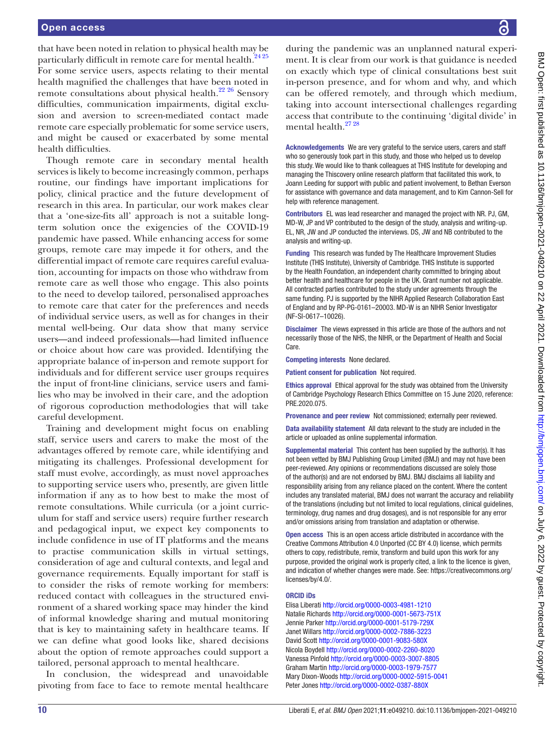that have been noted in relation to physical health may be particularly difficult in remote care for mental health.[24 25] For some service users, aspects relating to their mental health magnified the challenges that have been noted in remote consultations about physical health.[22 26] Sensory difficulties, communication impairments, digital exclusion and aversion to screen-mediated contact made remote care especially problematic for some service users, and might be caused or exacerbated by some mental health difficulties.

Though remote care in secondary mental health services is likely to become increasingly common, perhaps routine, our findings have important implications for policy, clinical practice and the future development of research in this area. In particular, our work makes clear that a 'one-size-fits all' approach is not a suitable long-term solution once the exigencies of the COVID-19 pandemic have passed. While enhancing access for some groups, remote care may impede it for others, and the differential impact of remote care requires careful evaluation, accounting for impacts on those who withdraw from remote care as well those who engage. This also points to the need to develop tailored, personalised approaches to remote care that cater for the preferences and needs of individual service users, as well as for changes in their mental well-being. Our data show that many service users—and indeed professionals—had limited influence or choice about how care was provided. Identifying the appropriate balance of in-person and remote support for individuals and for different service user groups requires the input of front-line clinicians, service users and families who may be involved in their care, and the adoption of rigorous coproduction methodologies that will take careful development.

Training and development might focus on enabling staff, service users and carers to make the most of the advantages offered by remote care, while identifying and mitigating its challenges. Professional development for staff must evolve, accordingly, as must novel approaches to supporting service users who, presently, are given little information if any as to how best to make the most of remote consultations. While curricula (or a joint curriculum for staff and service users) require further research and pedagogical input, we expect key components to include confidence in use of IT platforms and the means to practise communication skills in virtual settings, consideration of age and cultural contexts, and legal and governance requirements. Equally important for staff is to consider the risks of remote working for members: reduced contact with colleagues in the structured environment of a shared working space may hinder the kind of informal knowledge sharing and mutual monitoring that is key to maintaining safety in healthcare teams. If we can define what good looks like, shared decisions about the option of remote approaches could support a tailored, personal approach to mental healthcare.

In conclusion, the widespread and unavoidable pivoting from face to face to remote mental healthcare during the pandemic was an unplanned natural experiment. It is clear from our work is that guidance is needed on exactly which type of clinical consultations best suit in-person presence, and for whom and why, and which can be offered remotely, and through which medium, taking into account intersectional challenges regarding access that contribute to the continuing 'digital divide' in mental health.[27 28]

**Acknowledgements** We are very grateful to the service users, carers and staff who so generously took part in this study, and those who helped us to develop this study. We would like to thank colleagues at THIS Institute for developing and managing the Thiscovery online research platform that facilitated this work, to Joann Leeding for support with public and patient involvement, to Bethan Everson for assistance with governance and data management, and to Kim Cannon-Sell for help with reference management.

**Contributors** EL was lead researcher and managed the project with NR. PJ, GM, MD-W, JP and VP contributed to the design of the study, analysis and writing-up. EL, NR, JW and JP conducted the interviews. DS, JW and NB contributed to the analysis and writing-up.

**Funding** This research was funded by The Healthcare Improvement Studies Institute (THIS Institute), University of Cambridge. THIS Institute is supported by the Health Foundation, an independent charity committed to bringing about better health and healthcare for people in the UK. Grant number not applicable. All contracted parties contributed to the study under agreements through the same funding. PJ is supported by the NIHR Applied Research Collaboration East of England and by RP-PG-0161–20003. MD-W is an NIHR Senior Investigator (NF-SI-0617–10026).

**Disclaimer** The views expressed in this article are those of the authors and not necessarily those of the NHS, the NIHR, or the Department of Health and Social Care.

**Competing interests** None declared.

**Patient consent for publication** Not required.

**Ethics approval** Ethical approval for the study was obtained from the University of Cambridge Psychology Research Ethics Committee on 15 June 2020, reference: PRE.2020.075.

**Provenance and peer review** Not commissioned; externally peer reviewed.

**Data availability statement** All data relevant to the study are included in the article or uploaded as online supplemental information.

**Supplemental material** This content has been supplied by the author(s). It has not been vetted by BMJ Publishing Group Limited (BMJ) and may not have been peer-reviewed. Any opinions or recommendations discussed are solely those of the author(s) and are not endorsed by BMJ. BMJ disclaims all liability and responsibility arising from any reliance placed on the content. Where the content includes any translated material, BMJ does not warrant the accuracy and reliability of the translations (including but not limited to local regulations, clinical guidelines, terminology, drug names and drug dosages), and is not responsible for any error and/or omissions arising from translation and adaptation or otherwise.

**Open access** This is an open access article distributed in accordance with the Creative Commons Attribution 4.0 Unported (CC BY 4.0) license, which permits others to copy, redistribute, remix, transform and build upon this work for any purpose, provided the original work is properly cited, a link to the licence is given, and indication of whether changes were made. See: https://creativecommons.org/licenses/by/4.0/.

**ORCID iDs**

Elisa Liberati http://orcid.org/0000-0003-4981-1210
Natalie Richards http://orcid.org/0000-0001-5673-751X
Jennie Parker http://orcid.org/0000-0001-5179-729X
Janet Willars http://orcid.org/0000-0002-7886-3223
David Scott http://orcid.org/0000-0001-9083-580X
Nicola Boydell http://orcid.org/0000-0002-2260-8020
Vanessa Pinfold http://orcid.org/0000-0003-3007-8805
Graham Martin http://orcid.org/0000-0003-1979-7577
Mary Dixon-Woods http://orcid.org/0000-0002-5915-0041
Peter Jones http://orcid.org/0000-0002-0387-880X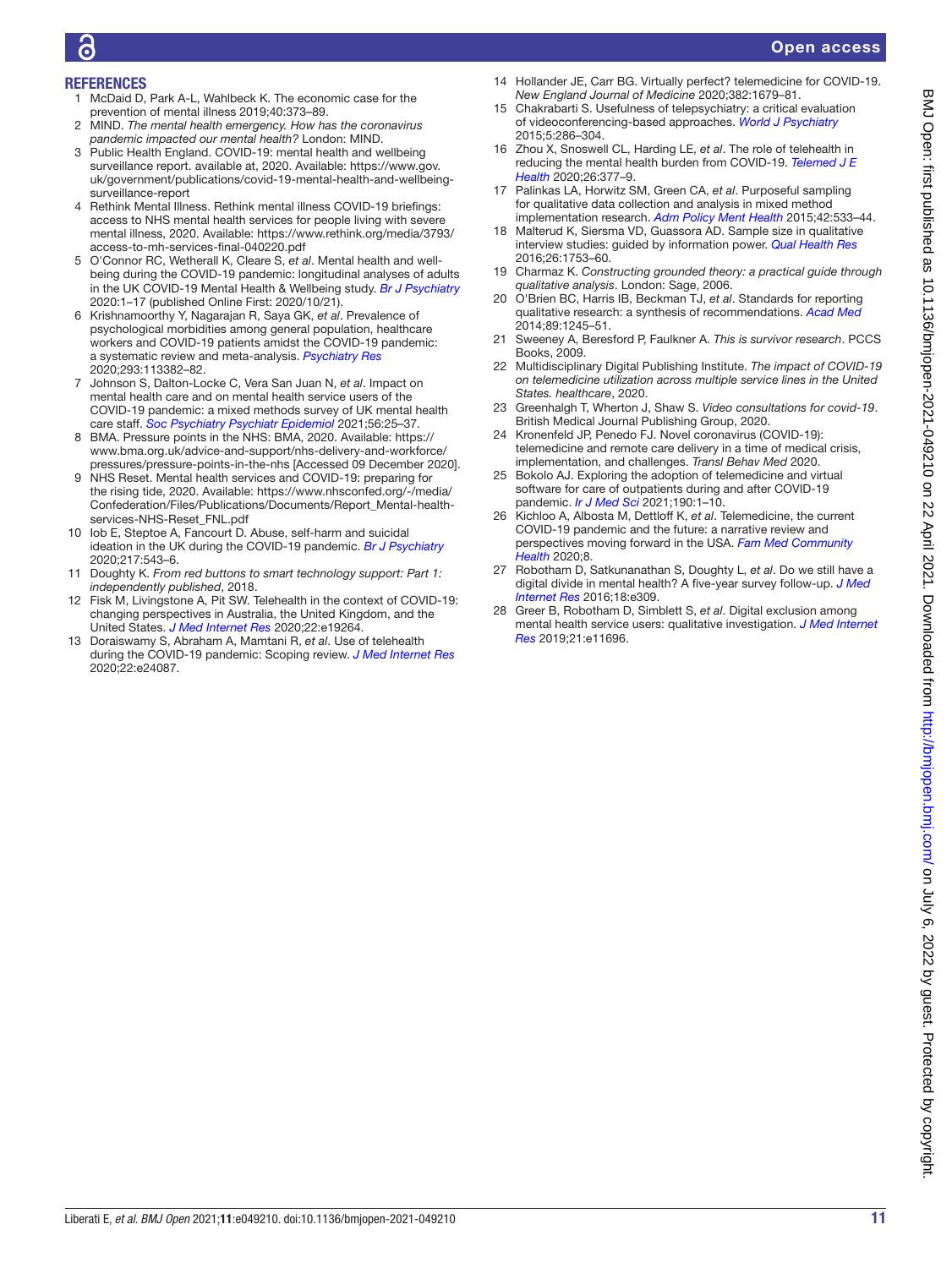## REFERENCES

1. McDaid D, Park A-L, Wahlbeck K. The economic case for the prevention of mental illness 2019;40:373–89.
2. MIND. *The mental health emergency. How has the coronavirus pandemic impacted our mental health?* London: MIND.
3. Public Health England. COVID-19: mental health and wellbeing surveillance report. available at, 2020. Available: https://www.gov.uk/government/publications/covid-19-mental-health-and-wellbeing-surveillance-report
4. Rethink Mental Illness. Rethink mental illness COVID-19 briefings: access to NHS mental health services for people living with severe mental illness, 2020. Available: https://www.rethink.org/media/3793/access-to-mh-services-final-040220.pdf
5. O'Connor RC, Wetherall K, Cleare S, *et al*. Mental health and well-being during the COVID-19 pandemic: longitudinal analyses of adults in the UK COVID-19 Mental Health & Wellbeing study. *Br J Psychiatry* 2020:1–17 (published Online First: 2020/10/21).
6. Krishnamoorthy Y, Nagarajan R, Saya GK, *et al*. Prevalence of psychological morbidities among general population, healthcare workers and COVID-19 patients amidst the COVID-19 pandemic: a systematic review and meta-analysis. *Psychiatry Res* 2020;293:113382–82.
7. Johnson S, Dalton-Locke C, Vera San Juan N, *et al*. Impact on mental health care and on mental health service users of the COVID-19 pandemic: a mixed methods survey of UK mental health care staff. *Soc Psychiatry Psychiatr Epidemiol* 2021;56:25–37.
8. BMA. Pressure points in the NHS: BMA, 2020. Available: https://www.bma.org.uk/advice-and-support/nhs-delivery-and-workforce/pressures/pressure-points-in-the-nhs [Accessed 09 December 2020].
9. NHS Reset. Mental health services and COVID-19: preparing for the rising tide, 2020. Available: https://www.nhsconfed.org/-/media/Confederation/Files/Publications/Documents/Report_Mental-health-services-NHS-Reset_FNL.pdf
10. Iob E, Steptoe A, Fancourt D. Abuse, self-harm and suicidal ideation in the UK during the COVID-19 pandemic. *Br J Psychiatry* 2020;217:543–6.
11. Doughty K. *From red buttons to smart technology support: Part 1: independently published*, 2018.
12. Fisk M, Livingstone A, Pit SW. Telehealth in the context of COVID-19: changing perspectives in Australia, the United Kingdom, and the United States. *J Med Internet Res* 2020;22:e19264.
13. Doraiswamy S, Abraham A, Mamtani R, *et al*. Use of telehealth during the COVID-19 pandemic: Scoping review. *J Med Internet Res* 2020;22:e24087.
14. Hollander JE, Carr BG. Virtually perfect? telemedicine for COVID-19. *New England Journal of Medicine* 2020;382:1679–81.
15. Chakrabarti S. Usefulness of telepsychiatry: a critical evaluation of videoconferencing-based approaches. *World J Psychiatry* 2015;5:286–304.
16. Zhou X, Snoswell CL, Harding LE, *et al*. The role of telehealth in reducing the mental health burden from COVID-19. *Telemed J E Health* 2020;26:377–9.
17. Palinkas LA, Horwitz SM, Green CA, *et al*. Purposeful sampling for qualitative data collection and analysis in mixed method implementation research. *Adm Policy Ment Health* 2015;42:533–44.
18. Malterud K, Siersma VD, Guassora AD. Sample size in qualitative interview studies: guided by information power. *Qual Health Res* 2016;26:1753–60.
19. Charmaz K. *Constructing grounded theory: a practical guide through qualitative analysis*. London: Sage, 2006.
20. O'Brien BC, Harris IB, Beckman TJ, *et al*. Standards for reporting qualitative research: a synthesis of recommendations. *Acad Med* 2014;89:1245–51.
21. Sweeney A, Beresford P, Faulkner A. *This is survivor research*. PCCS Books, 2009.
22. Multidisciplinary Digital Publishing Institute. *The impact of COVID-19 on telemedicine utilization across multiple service lines in the United States. healthcare*, 2020.
23. Greenhalgh T, Wherton J, Shaw S. *Video consultations for covid-19*. British Medical Journal Publishing Group, 2020.
24. Kronenfeld JP, Penedo FJ. Novel coronavirus (COVID-19): telemedicine and remote care delivery in a time of medical crisis, implementation, and challenges. *Transl Behav Med* 2020.
25. Bokolo AJ. Exploring the adoption of telemedicine and virtual software for care of outpatients during and after COVID-19 pandemic. *Ir J Med Sci* 2021;190:1–10.
26. Kichloo A, Albosta M, Dettloff K, *et al*. Telemedicine, the current COVID-19 pandemic and the future: a narrative review and perspectives moving forward in the USA. *Fam Med Community Health* 2020;8.
27. Robotham D, Satkunanathan S, Doughty L, *et al*. Do we still have a digital divide in mental health? A five-year survey follow-up. *J Med Internet Res* 2016;18:e309.
28. Greer B, Robotham D, Simblett S, *et al*. Digital exclusion among mental health service users: qualitative investigation. *J Med Internet Res* 2019;21:e11696.